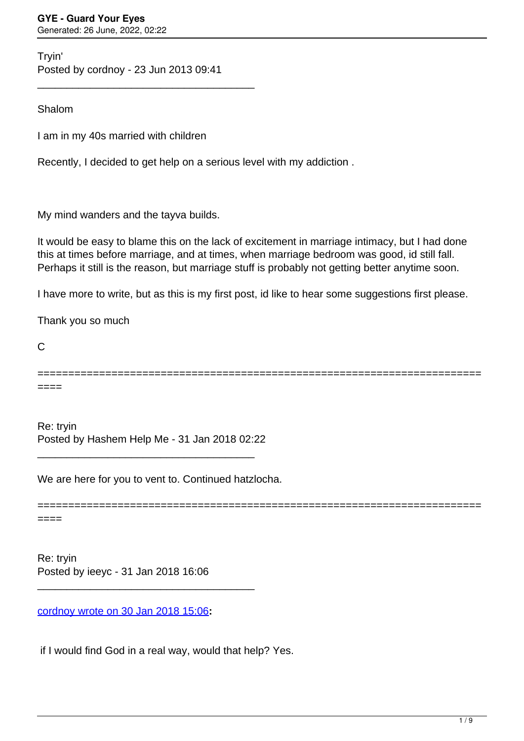Tryin'
Posted by cordnoy - 23 Jun 2013 09:41

---

Shalom

I am in my 40s married with children

Recently, I decided to get help on a serious level with my addiction .

My mind wanders and the tayva builds.

It would be easy to blame this on the lack of excitement in marriage intimacy, but I had done this at times before marriage, and at times, when marriage bedroom was good, id still fall. Perhaps it still is the reason, but marriage stuff is probably not getting better anytime soon.

I have more to write, but as this is my first post, id like to hear some suggestions first please.

Thank you so much

C

============================================================================

Re: tryin
Posted by Hashem Help Me - 31 Jan 2018 02:22

---

We are here for you to vent to. Continued hatzlocha.

============================================================================

Re: tryin
Posted by ieeyc - 31 Jan 2018 16:06

---

cordnoy wrote on 30 Jan 2018 15:06**:**

if I would find God in a real way, would that help? Yes.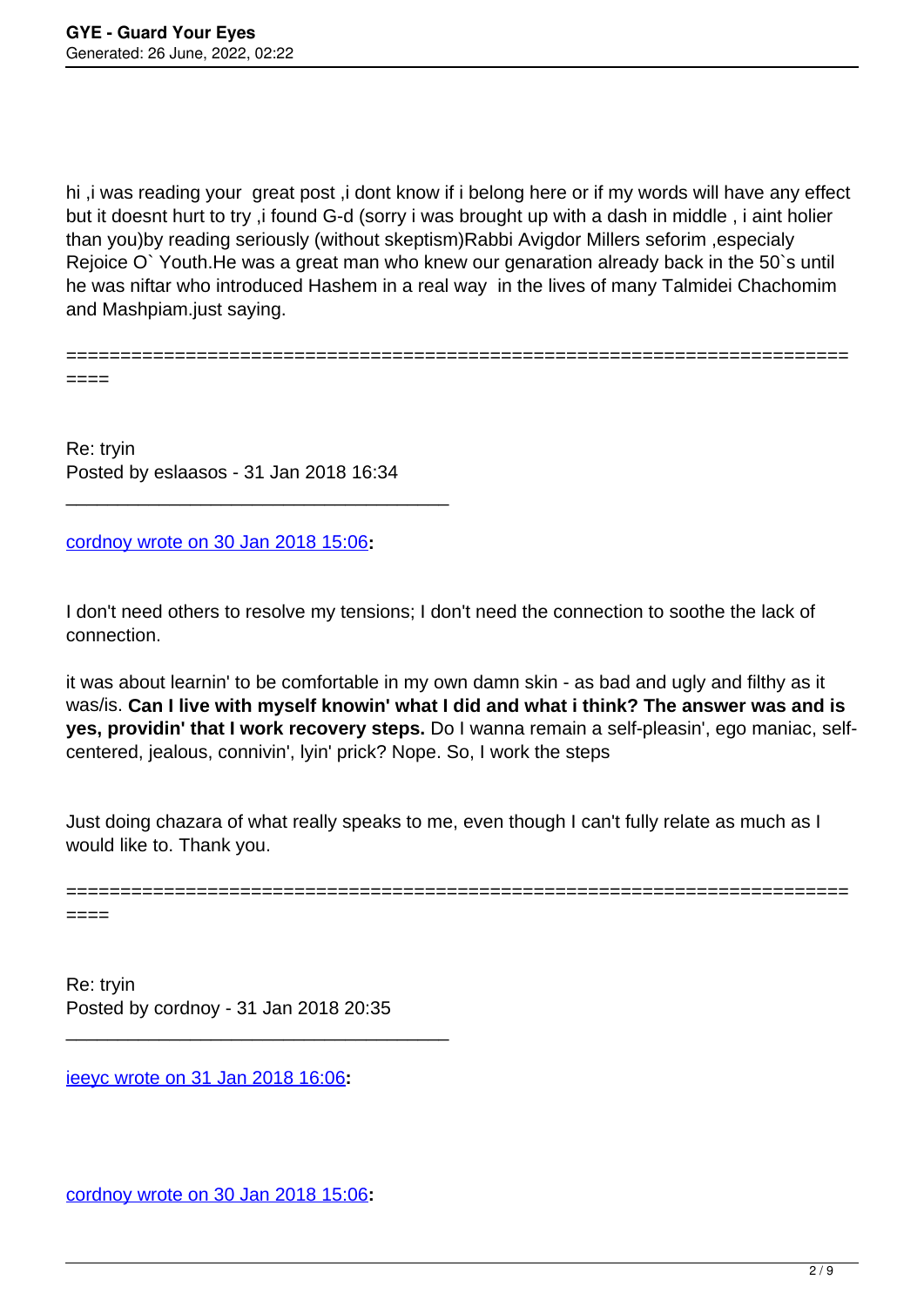hi ,i was reading your  great post ,i dont know if i belong here or if my words will have any effect but it doesnt hurt to try ,i found G-d (sorry i was brought up with a dash in middle , i aint holier than you)by reading seriously (without skeptism)Rabbi Avigdor Millers seforim ,especialy Rejoice O` Youth.He was a great man who knew our genaration already back in the 50`s until he was niftar who introduced Hashem in a real way  in the lives of many Talmidei Chachomim and Mashpiam.just saying.

============================================================================

Re: tryin
Posted by eslaasos - 31 Jan 2018 16:34

_____________________________________

cordnoy wrote on 30 Jan 2018 15:06**:**

I don't need others to resolve my tensions; I don't need the connection to soothe the lack of connection.

it was about learnin' to be comfortable in my own damn skin - as bad and ugly and filthy as it was/is. **Can I live with myself knowin' what I did and what i think? The answer was and is yes, providin' that I work recovery steps.** Do I wanna remain a self-pleasin', ego maniac, self-centered, jealous, connivin', lyin' prick? Nope. So, I work the steps

Just doing chazara of what really speaks to me, even though I can't fully relate as much as I would like to. Thank you.

============================================================================

Re: tryin
Posted by cordnoy - 31 Jan 2018 20:35

_____________________________________

ieeyc wrote on 31 Jan 2018 16:06**:**

cordnoy wrote on 30 Jan 2018 15:06**:**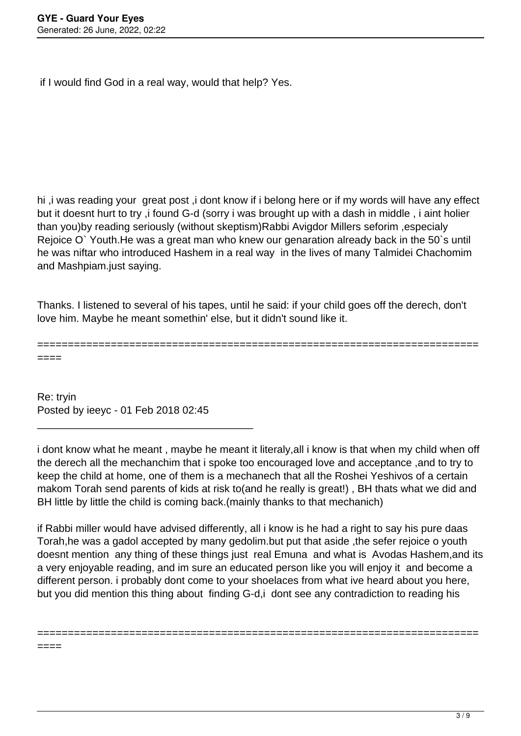if I would find God in a real way, would that help? Yes.

hi ,i was reading your great post ,i dont know if i belong here or if my words will have any effect but it doesnt hurt to try ,i found G-d (sorry i was brought up with a dash in middle , i aint holier than you)by reading seriously (without skeptism)Rabbi Avigdor Millers seforim ,especialy Rejoice O` Youth.He was a great man who knew our genaration already back in the 50`s until he was niftar who introduced Hashem in a real way in the lives of many Talmidei Chachomim and Mashpiam.just saying.

Thanks. I listened to several of his tapes, until he said: if your child goes off the derech, don't love him. Maybe he meant somethin' else, but it didn't sound like it.

============================================================================

Re: tryin
Posted by ieeyc - 01 Feb 2018 02:45

_____________________________________

i dont know what he meant , maybe he meant it literaly,all i know is that when my child when off the derech all the mechanchim that i spoke too encouraged love and acceptance ,and to try to keep the child at home, one of them is a mechanech that all the Roshei Yeshivos of a certain makom Torah send parents of kids at risk to(and he really is great!) , BH thats what we did and BH little by little the child is coming back.(mainly thanks to that mechanich)

if Rabbi miller would have advised differently, all i know is he had a right to say his pure daas Torah,he was a gadol accepted by many gedolim.but put that aside ,the sefer rejoice o youth doesnt mention any thing of these things just real Emuna and what is Avodas Hashem,and its a very enjoyable reading, and im sure an educated person like you will enjoy it and become a different person. i probably dont come to your shoelaces from what ive heard about you here, but you did mention this thing about finding G-d,i dont see any contradiction to reading his

============================================================================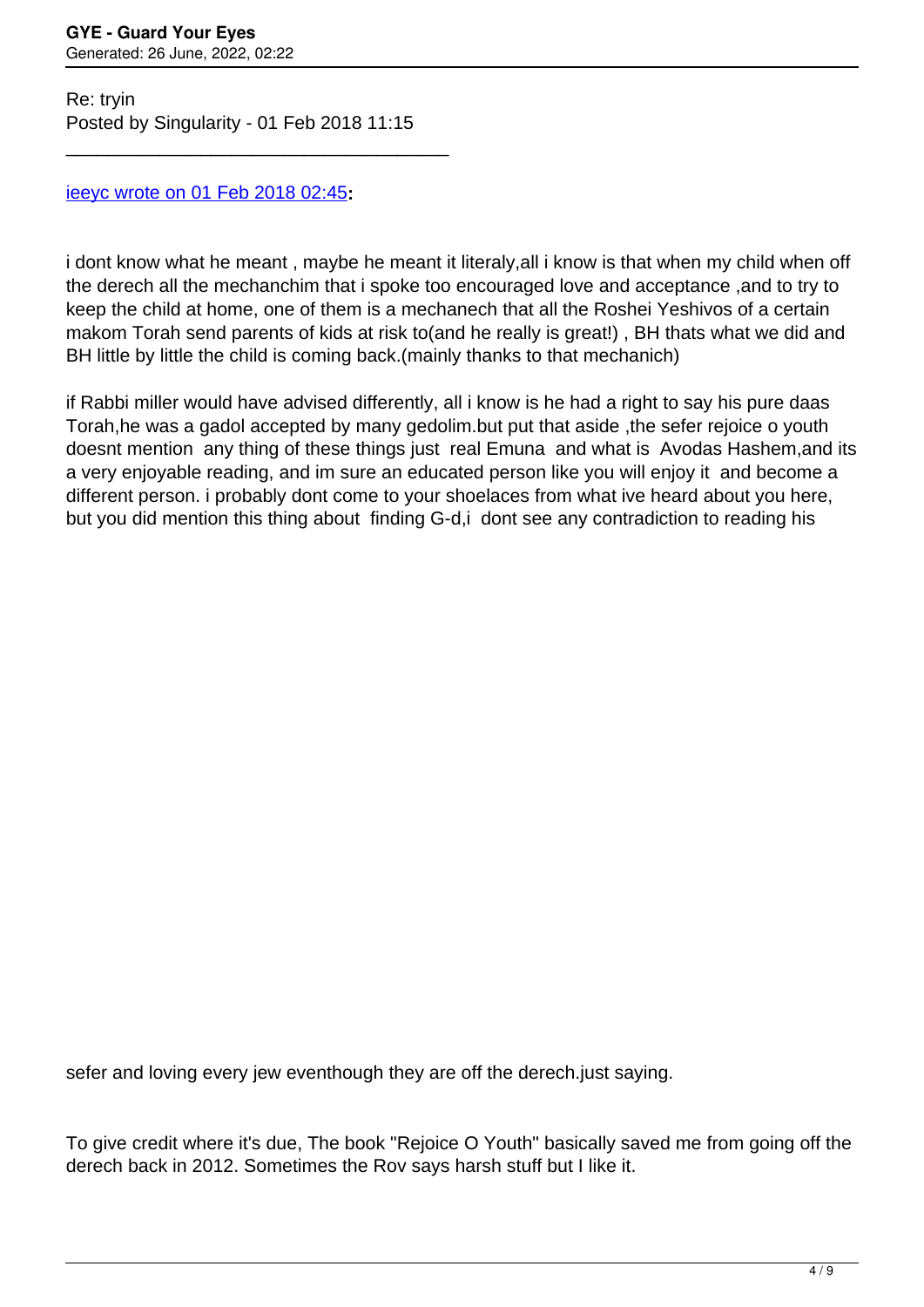Re: tryin
Posted by Singularity - 01 Feb 2018 11:15

---

ieeyc wrote on 01 Feb 2018 02:45**:**

i dont know what he meant , maybe he meant it literaly,all i know is that when my child when off the derech all the mechanchim that i spoke too encouraged love and acceptance ,and to try to keep the child at home, one of them is a mechanech that all the Roshei Yeshivos of a certain makom Torah send parents of kids at risk to(and he really is great!) , BH thats what we did and BH little by little the child is coming back.(mainly thanks to that mechanich)

if Rabbi miller would have advised differently, all i know is he had a right to say his pure daas Torah,he was a gadol accepted by many gedolim.but put that aside ,the sefer rejoice o youth doesnt mention any thing of these things just real Emuna and what is Avodas Hashem,and its a very enjoyable reading, and im sure an educated person like you will enjoy it and become a different person. i probably dont come to your shoelaces from what ive heard about you here, but you did mention this thing about finding G-d,i dont see any contradiction to reading his sefer and loving every jew eventhough they are off the derech.just saying.

To give credit where it's due, The book "Rejoice O Youth" basically saved me from going off the derech back in 2012. Sometimes the Rov says harsh stuff but I like it.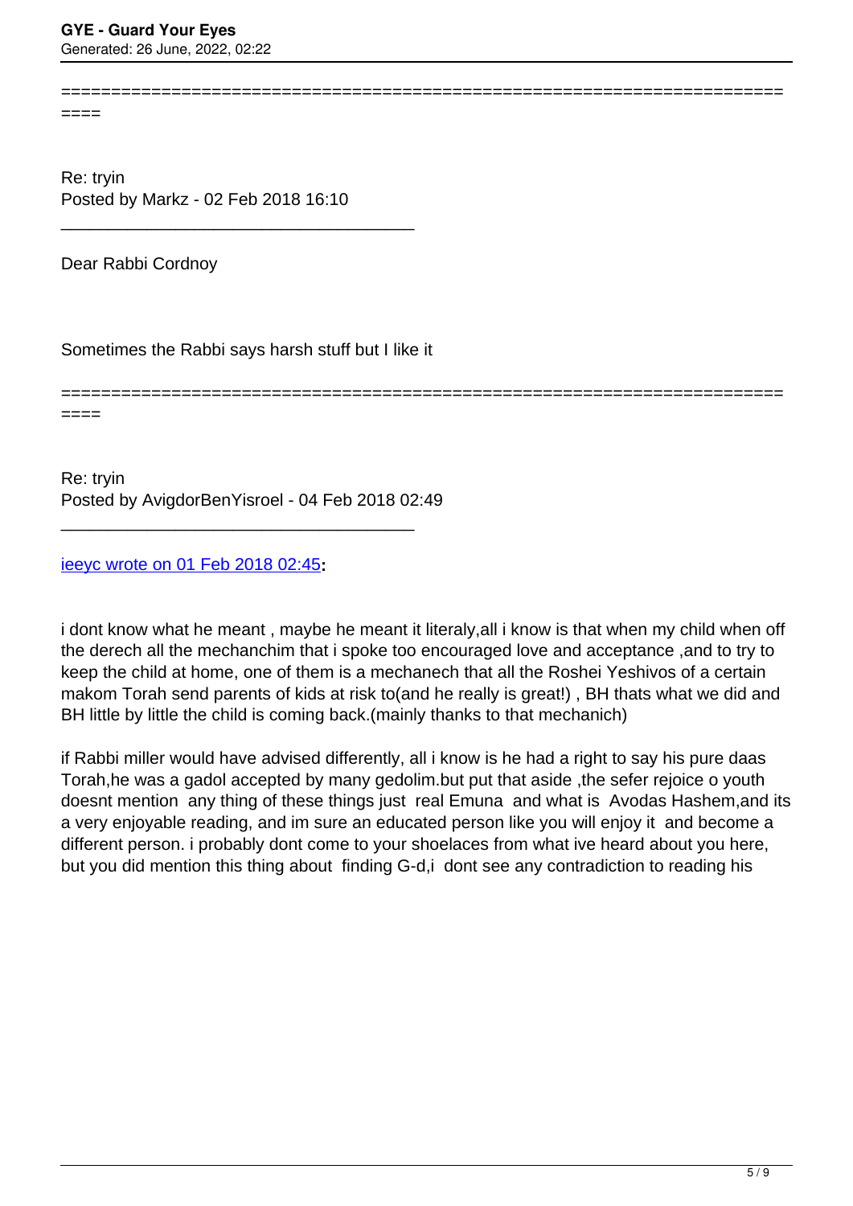==========================================================================
====

Re: tryin
Posted by Markz - 02 Feb 2018 16:10

_____________________________________

Dear Rabbi Cordnoy

Sometimes the Rabbi says harsh stuff but I like it

==========================================================================
====

Re: tryin
Posted by AvigdorBenYisroel - 04 Feb 2018 02:49

_____________________________________

ieeyc wrote on 01 Feb 2018 02:45**:**

i dont know what he meant , maybe he meant it literaly,all i know is that when my child when off the derech all the mechanchim that i spoke too encouraged love and acceptance ,and to try to keep the child at home, one of them is a mechanech that all the Roshei Yeshivos of a certain makom Torah send parents of kids at risk to(and he really is great!) , BH thats what we did and BH little by little the child is coming back.(mainly thanks to that mechanich)

if Rabbi miller would have advised differently, all i know is he had a right to say his pure daas Torah,he was a gadol accepted by many gedolim.but put that aside ,the sefer rejoice o youth doesnt mention any thing of these things just real Emuna and what is Avodas Hashem,and its a very enjoyable reading, and im sure an educated person like you will enjoy it and become a different person. i probably dont come to your shoelaces from what ive heard about you here, but you did mention this thing about finding G-d,i dont see any contradiction to reading his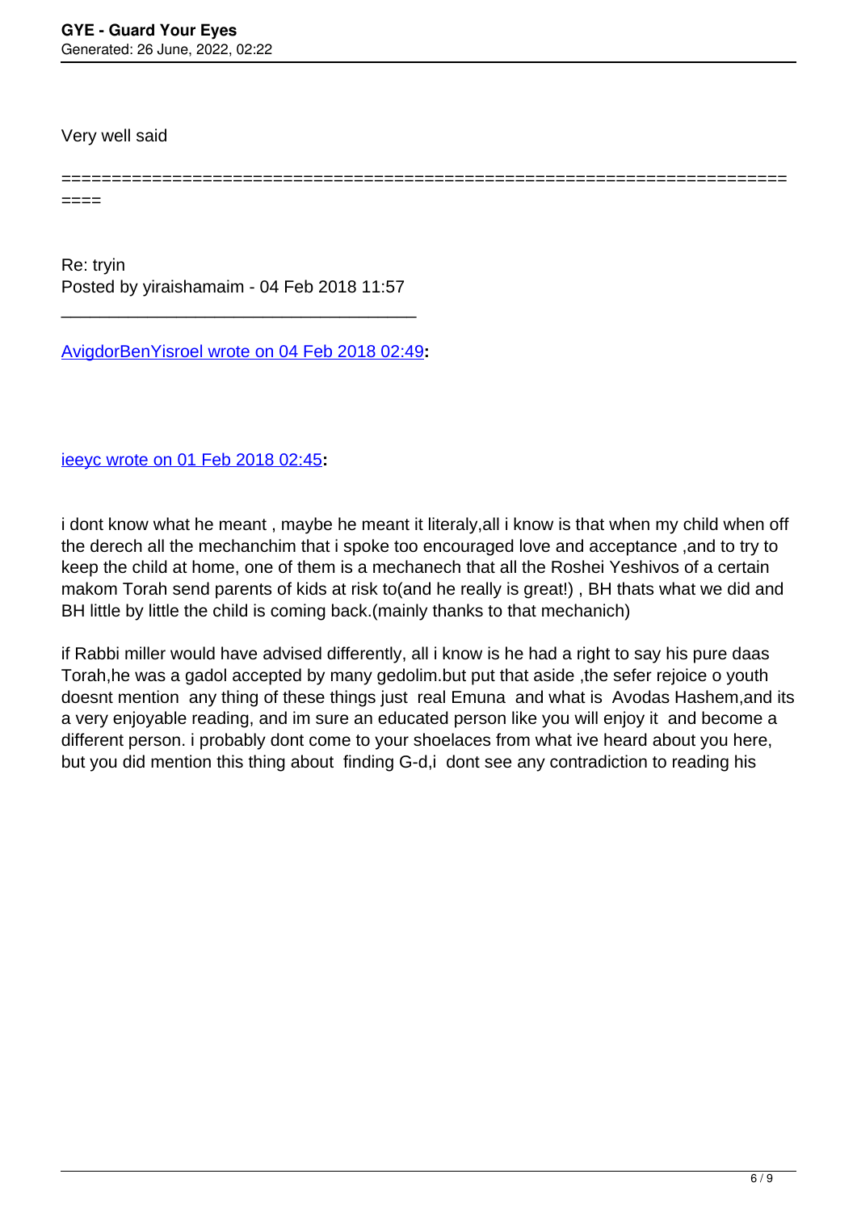Very well said

==========================================================================

Re: tryin
Posted by yiraishamaim - 04 Feb 2018 11:57

_____________________________________

AvigdorBenYisroel wrote on 04 Feb 2018 02:49**:**

ieeyc wrote on 01 Feb 2018 02:45**:**

i dont know what he meant , maybe he meant it literaly,all i know is that when my child when off the derech all the mechanchim that i spoke too encouraged love and acceptance ,and to try to keep the child at home, one of them is a mechanech that all the Roshei Yeshivos of a certain makom Torah send parents of kids at risk to(and he really is great!) , BH thats what we did and BH little by little the child is coming back.(mainly thanks to that mechanich)

if Rabbi miller would have advised differently, all i know is he had a right to say his pure daas Torah,he was a gadol accepted by many gedolim.but put that aside ,the sefer rejoice o youth doesnt mention any thing of these things just real Emuna and what is Avodas Hashem,and its a very enjoyable reading, and im sure an educated person like you will enjoy it and become a different person. i probably dont come to your shoelaces from what ive heard about you here, but you did mention this thing about finding G-d,i dont see any contradiction to reading his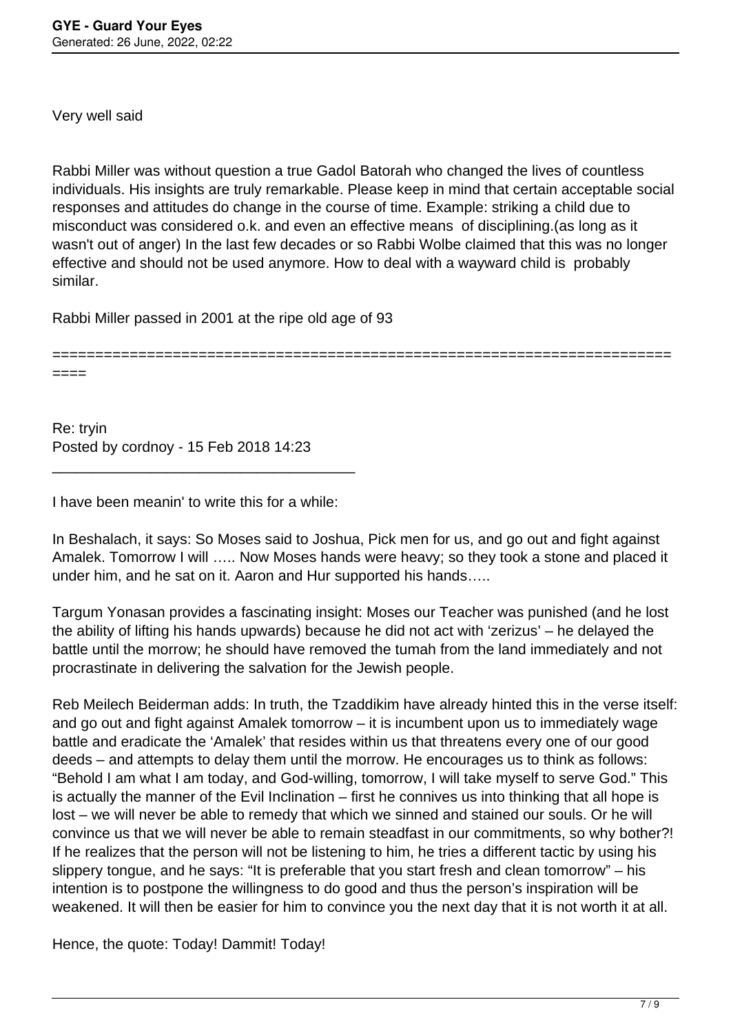Very well said

Rabbi Miller was without question a true Gadol Batorah who changed the lives of countless individuals. His insights are truly remarkable. Please keep in mind that certain acceptable social responses and attitudes do change in the course of time. Example: striking a child due to misconduct was considered o.k. and even an effective means of disciplining.(as long as it wasn't out of anger) In the last few decades or so Rabbi Wolbe claimed that this was no longer effective and should not be used anymore. How to deal with a wayward child is probably similar.

Rabbi Miller passed in 2001 at the ripe old age of 93

========================================================================

Re: tryin
Posted by cordnoy - 15 Feb 2018 14:23

---

I have been meanin' to write this for a while:

In Beshalach, it says: So Moses said to Joshua, Pick men for us, and go out and fight against Amalek. Tomorrow I will ….. Now Moses hands were heavy; so they took a stone and placed it under him, and he sat on it. Aaron and Hur supported his hands…..

Targum Yonasan provides a fascinating insight: Moses our Teacher was punished (and he lost the ability of lifting his hands upwards) because he did not act with 'zerizus' – he delayed the battle until the morrow; he should have removed the tumah from the land immediately and not procrastinate in delivering the salvation for the Jewish people.

Reb Meilech Beiderman adds: In truth, the Tzaddikim have already hinted this in the verse itself: and go out and fight against Amalek tomorrow – it is incumbent upon us to immediately wage battle and eradicate the 'Amalek' that resides within us that threatens every one of our good deeds – and attempts to delay them until the morrow. He encourages us to think as follows: "Behold I am what I am today, and God-willing, tomorrow, I will take myself to serve God." This is actually the manner of the Evil Inclination – first he connives us into thinking that all hope is lost – we will never be able to remedy that which we sinned and stained our souls. Or he will convince us that we will never be able to remain steadfast in our commitments, so why bother?! If he realizes that the person will not be listening to him, he tries a different tactic by using his slippery tongue, and he says: "It is preferable that you start fresh and clean tomorrow" – his intention is to postpone the willingness to do good and thus the person's inspiration will be weakened. It will then be easier for him to convince you the next day that it is not worth it at all.

Hence, the quote: Today! Dammit! Today!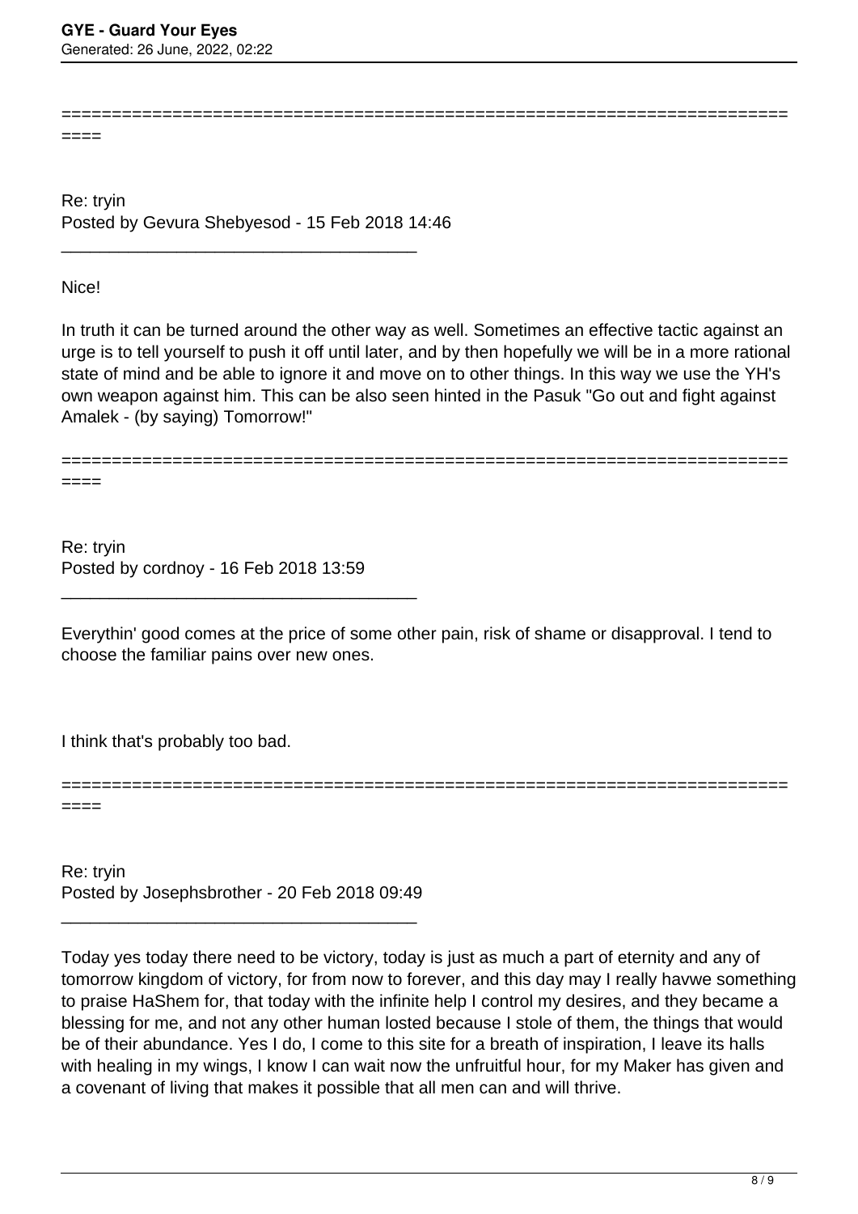Re: tryin
Posted by Gevura Shebyesod - 15 Feb 2018 14:46

Nice!

In truth it can be turned around the other way as well. Sometimes an effective tactic against an urge is to tell yourself to push it off until later, and by then hopefully we will be in a more rational state of mind and be able to ignore it and move on to other things. In this way we use the YH's own weapon against him. This can be also seen hinted in the Pasuk "Go out and fight against Amalek - (by saying) Tomorrow!"

---

Re: tryin
Posted by cordnoy - 16 Feb 2018 13:59

Everythin' good comes at the price of some other pain, risk of shame or disapproval. I tend to choose the familiar pains over new ones.

I think that's probably too bad.

---

Re: tryin
Posted by Josephsbrother - 20 Feb 2018 09:49

Today yes today there need to be victory, today is just as much a part of eternity and any of tomorrow kingdom of victory, for from now to forever, and this day may I really havwe something to praise HaShem for, that today with the infinite help I control my desires, and they became a blessing for me, and not any other human losted because I stole of them, the things that would be of their abundance. Yes I do, I come to this site for a breath of inspiration, I leave its halls with healing in my wings, I know I can wait now the unfruitful hour, for my Maker has given and a covenant of living that makes it possible that all men can and will thrive.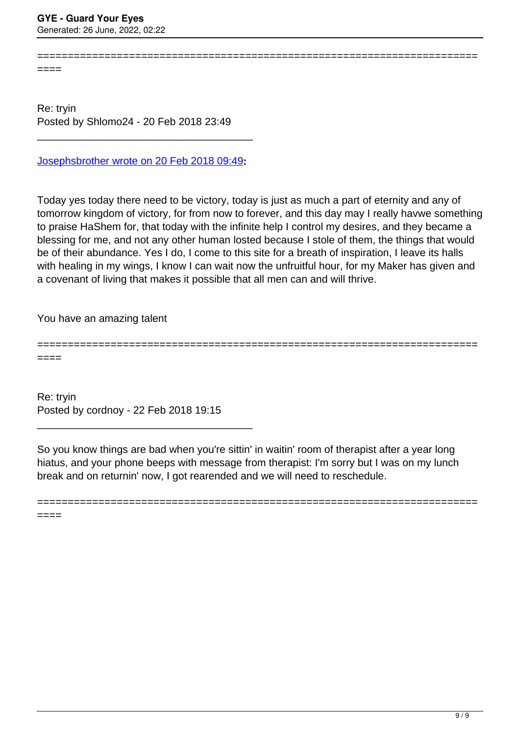========================================================================
====

Re: tryin
Posted by Shlomo24 - 20 Feb 2018 23:49

_____________________________________

Josephsbrother wrote on 20 Feb 2018 09:49**:**

Today yes today there need to be victory, today is just as much a part of eternity and any of tomorrow kingdom of victory, for from now to forever, and this day may I really havwe something to praise HaShem for, that today with the infinite help I control my desires, and they became a blessing for me, and not any other human losted because I stole of them, the things that would be of their abundance. Yes I do, I come to this site for a breath of inspiration, I leave its halls with healing in my wings, I know I can wait now the unfruitful hour, for my Maker has given and a covenant of living that makes it possible that all men can and will thrive.

You have an amazing talent

========================================================================
====

Re: tryin
Posted by cordnoy - 22 Feb 2018 19:15

_____________________________________

So you know things are bad when you're sittin' in waitin' room of therapist after a year long hiatus, and your phone beeps with message from therapist: I'm sorry but I was on my lunch break and on returnin' now, I got rearended and we will need to reschedule.

========================================================================
====